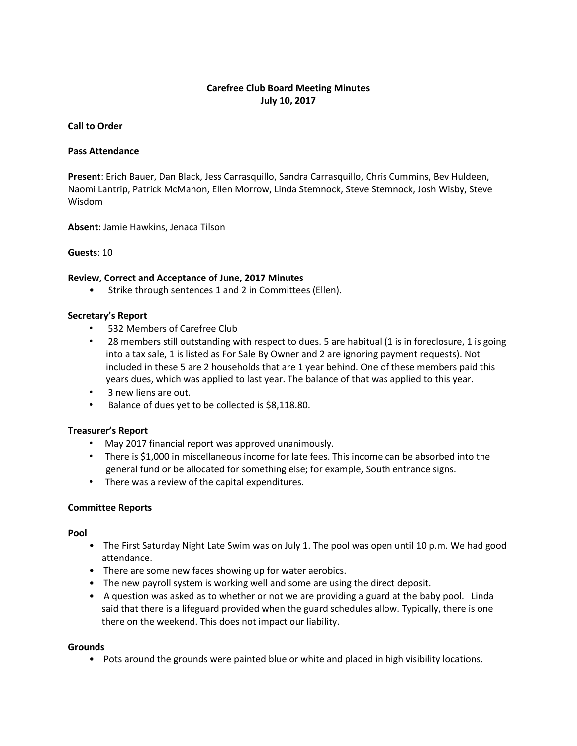# Carefree Club Board Meeting Minutes
## July 10, 2017

**Call to Order**

**Pass Attendance**

**Present**: Erich Bauer, Dan Black, Jess Carrasquillo, Sandra Carrasquillo, Chris Cummins, Bev Huldeen, Naomi Lantrip, Patrick McMahon, Ellen Morrow, Linda Stemnock, Steve Stemnock, Josh Wisby, Steve Wisdom

**Absent**: Jamie Hawkins, Jenaca Tilson

**Guests**: 10

**Review, Correct and Acceptance of June, 2017 Minutes**

- Strike through sentences 1 and 2 in Committees (Ellen).

**Secretary's Report**

- 532 Members of Carefree Club
- 28 members still outstanding with respect to dues. 5 are habitual (1 is in foreclosure, 1 is going into a tax sale, 1 is listed as For Sale By Owner and 2 are ignoring payment requests). Not included in these 5 are 2 households that are 1 year behind. One of these members paid this years dues, which was applied to last year. The balance of that was applied to this year.
- 3 new liens are out.
- Balance of dues yet to be collected is $8,118.80.

**Treasurer's Report**

- May 2017 financial report was approved unanimously.
- There is $1,000 in miscellaneous income for late fees. This income can be absorbed into the general fund or be allocated for something else; for example, South entrance signs.
- There was a review of the capital expenditures.

**Committee Reports**

**Pool**

- The First Saturday Night Late Swim was on July 1. The pool was open until 10 p.m. We had good attendance.
- There are some new faces showing up for water aerobics.
- The new payroll system is working well and some are using the direct deposit.
- A question was asked as to whether or not we are providing a guard at the baby pool. Linda said that there is a lifeguard provided when the guard schedules allow. Typically, there is one there on the weekend. This does not impact our liability.

**Grounds**

- Pots around the grounds were painted blue or white and placed in high visibility locations.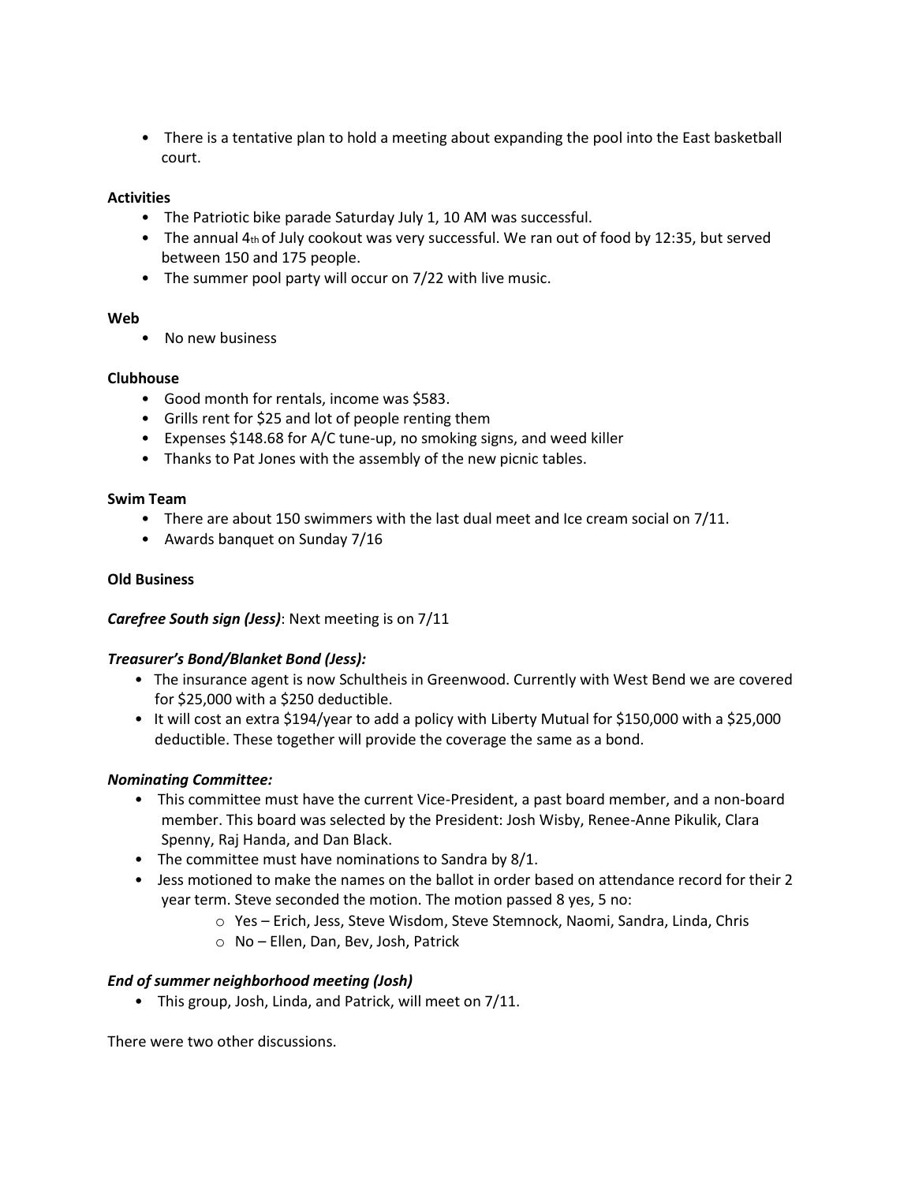- There is a tentative plan to hold a meeting about expanding the pool into the East basketball court.

**Activities**

- The Patriotic bike parade Saturday July 1, 10 AM was successful.
- The annual 4th of July cookout was very successful. We ran out of food by 12:35, but served between 150 and 175 people.
- The summer pool party will occur on 7/22 with live music.

**Web**

- No new business

**Clubhouse**

- Good month for rentals, income was $583.
- Grills rent for $25 and lot of people renting them
- Expenses $148.68 for A/C tune-up, no smoking signs, and weed killer
- Thanks to Pat Jones with the assembly of the new picnic tables.

**Swim Team**

- There are about 150 swimmers with the last dual meet and Ice cream social on 7/11.
- Awards banquet on Sunday 7/16

**Old Business**

***Carefree South sign (Jess)***: Next meeting is on 7/11

***Treasurer's Bond/Blanket Bond (Jess):***

- The insurance agent is now Schultheis in Greenwood. Currently with West Bend we are covered for $25,000 with a $250 deductible.
- It will cost an extra $194/year to add a policy with Liberty Mutual for $150,000 with a $25,000 deductible. These together will provide the coverage the same as a bond.

***Nominating Committee:***

- This committee must have the current Vice-President, a past board member, and a non-board member. This board was selected by the President: Josh Wisby, Renee-Anne Pikulik, Clara Spenny, Raj Handa, and Dan Black.
- The committee must have nominations to Sandra by 8/1.
- Jess motioned to make the names on the ballot in order based on attendance record for their 2 year term. Steve seconded the motion. The motion passed 8 yes, 5 no:
  - Yes – Erich, Jess, Steve Wisdom, Steve Stemnock, Naomi, Sandra, Linda, Chris
  - No – Ellen, Dan, Bev, Josh, Patrick

***End of summer neighborhood meeting (Josh)***

- This group, Josh, Linda, and Patrick, will meet on 7/11.

There were two other discussions.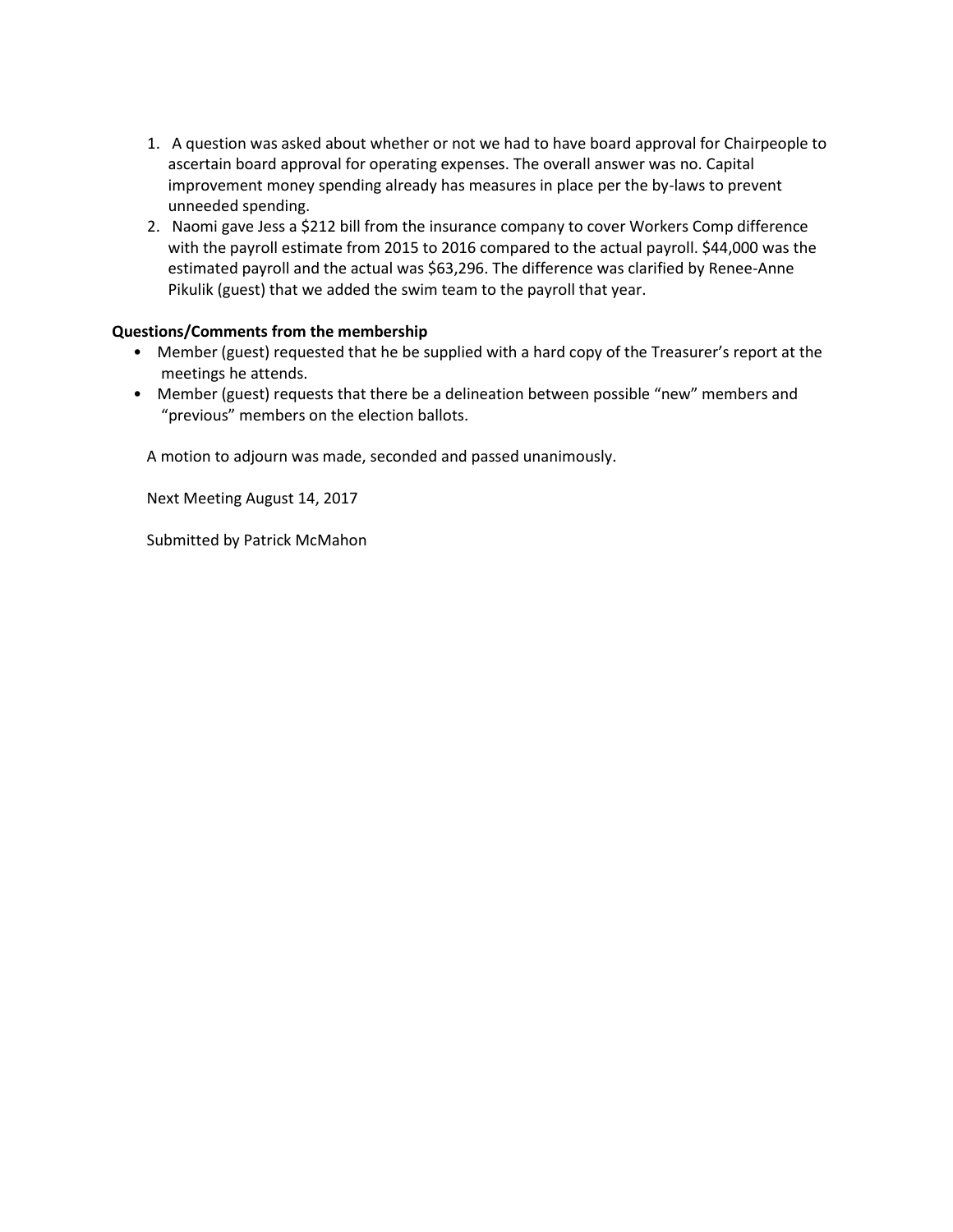1. A question was asked about whether or not we had to have board approval for Chairpeople to ascertain board approval for operating expenses. The overall answer was no. Capital improvement money spending already has measures in place per the by-laws to prevent unneeded spending.
2. Naomi gave Jess a $212 bill from the insurance company to cover Workers Comp difference with the payroll estimate from 2015 to 2016 compared to the actual payroll. $44,000 was the estimated payroll and the actual was $63,296. The difference was clarified by Renee-Anne Pikulik (guest) that we added the swim team to the payroll that year.

**Questions/Comments from the membership**

- Member (guest) requested that he be supplied with a hard copy of the Treasurer's report at the meetings he attends.
- Member (guest) requests that there be a delineation between possible "new" members and "previous" members on the election ballots.

A motion to adjourn was made, seconded and passed unanimously.

Next Meeting August 14, 2017

Submitted by Patrick McMahon